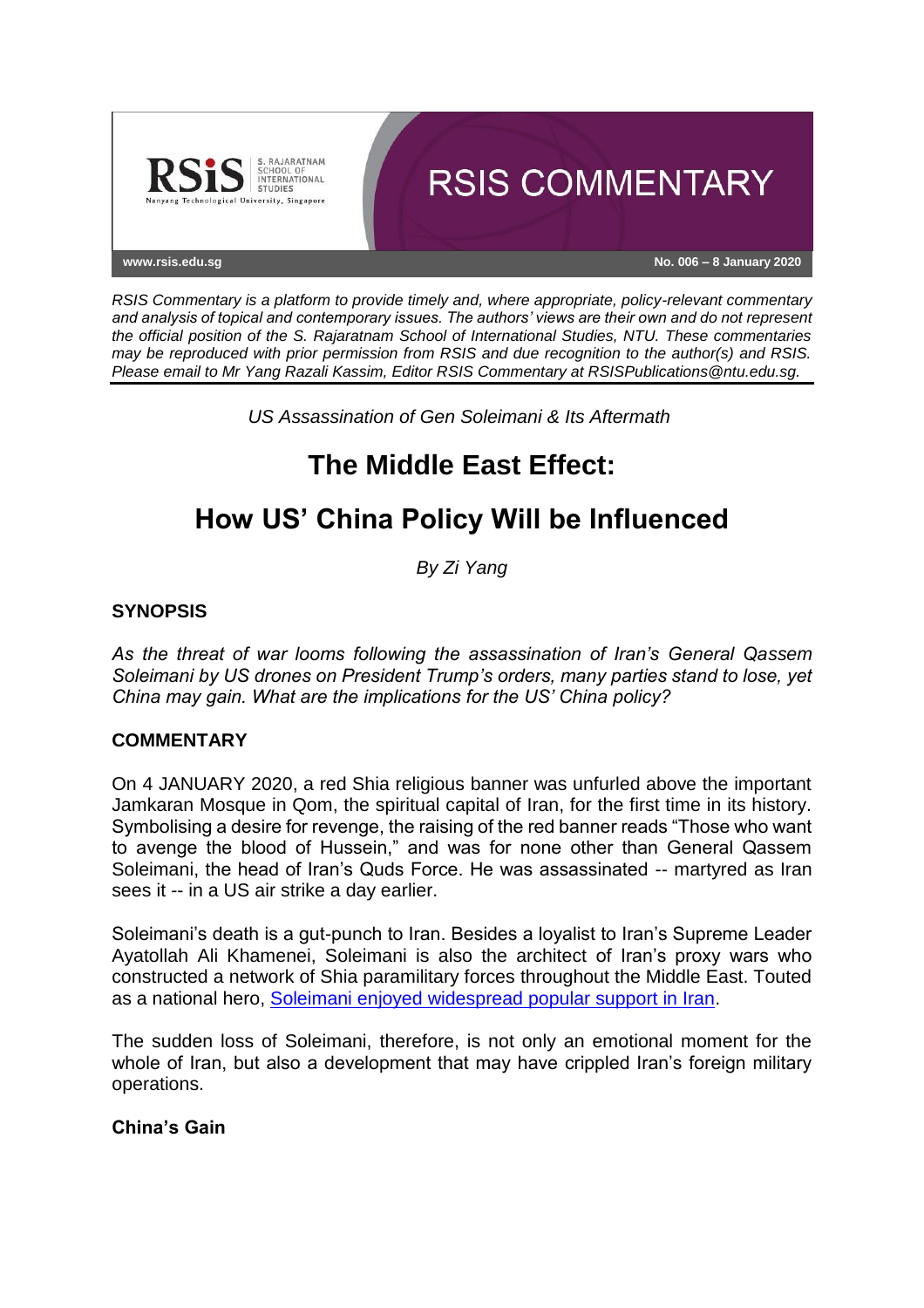RSIS COMMENTARY

www.rsis.edu.sg

No. 006 – 8 January 2020

*RSIS Commentary is a platform to provide timely and, where appropriate, policy-relevant commentary and analysis of topical and contemporary issues. The authors' views are their own and do not represent the official position of the S. Rajaratnam School of International Studies, NTU. These commentaries may be reproduced with prior permission from RSIS and due recognition to the author(s) and RSIS. Please email to Mr Yang Razali Kassim, Editor RSIS Commentary at RSISPublications@ntu.edu.sg.*

*US Assassination of Gen Soleimani & Its Aftermath*

# The Middle East Effect: How US' China Policy Will be Influenced

*By Zi Yang*

## SYNOPSIS

*As the threat of war looms following the assassination of Iran's General Qassem Soleimani by US drones on President Trump's orders, many parties stand to lose, yet China may gain. What are the implications for the US' China policy?*

## COMMENTARY

On 4 JANUARY 2020, a red Shia religious banner was unfurled above the important Jamkaran Mosque in Qom, the spiritual capital of Iran, for the first time in its history. Symbolising a desire for revenge, the raising of the red banner reads "Those who want to avenge the blood of Hussein," and was for none other than General Qassem Soleimani, the head of Iran's Quds Force. He was assassinated -- martyred as Iran sees it -- in a US air strike a day earlier.

Soleimani's death is a gut-punch to Iran. Besides a loyalist to Iran's Supreme Leader Ayatollah Ali Khamenei, Soleimani is also the architect of Iran's proxy wars who constructed a network of Shia paramilitary forces throughout the Middle East. Touted as a national hero, Soleimani enjoyed widespread popular support in Iran.

The sudden loss of Soleimani, therefore, is not only an emotional moment for the whole of Iran, but also a development that may have crippled Iran's foreign military operations.

### China's Gain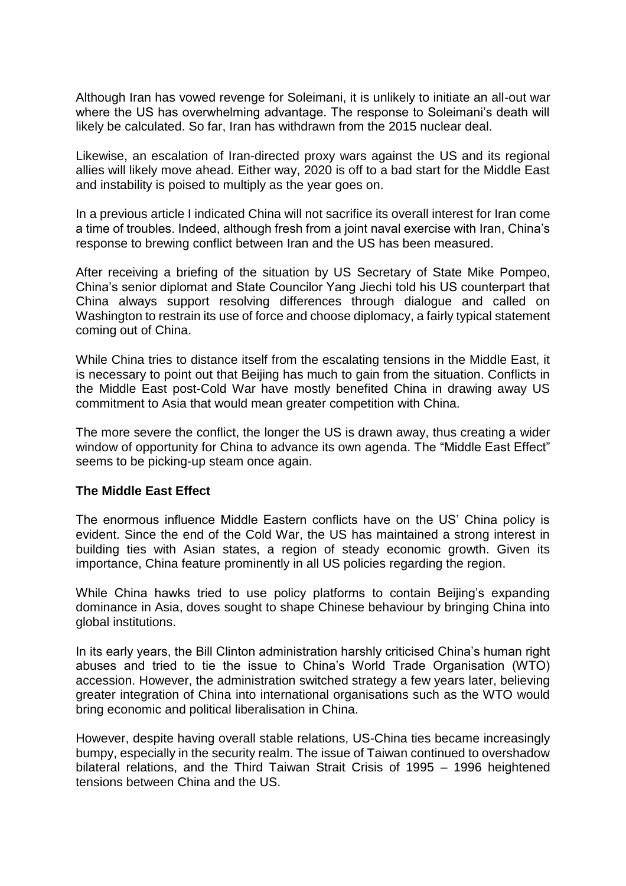Although Iran has vowed revenge for Soleimani, it is unlikely to initiate an all-out war where the US has overwhelming advantage. The response to Soleimani's death will likely be calculated. So far, Iran has withdrawn from the 2015 nuclear deal.

Likewise, an escalation of Iran-directed proxy wars against the US and its regional allies will likely move ahead. Either way, 2020 is off to a bad start for the Middle East and instability is poised to multiply as the year goes on.

In a previous article I indicated China will not sacrifice its overall interest for Iran come a time of troubles. Indeed, although fresh from a joint naval exercise with Iran, China's response to brewing conflict between Iran and the US has been measured.

After receiving a briefing of the situation by US Secretary of State Mike Pompeo, China's senior diplomat and State Councilor Yang Jiechi told his US counterpart that China always support resolving differences through dialogue and called on Washington to restrain its use of force and choose diplomacy, a fairly typical statement coming out of China.

While China tries to distance itself from the escalating tensions in the Middle East, it is necessary to point out that Beijing has much to gain from the situation. Conflicts in the Middle East post-Cold War have mostly benefited China in drawing away US commitment to Asia that would mean greater competition with China.

The more severe the conflict, the longer the US is drawn away, thus creating a wider window of opportunity for China to advance its own agenda. The "Middle East Effect" seems to be picking-up steam once again.

**The Middle East Effect**

The enormous influence Middle Eastern conflicts have on the US' China policy is evident. Since the end of the Cold War, the US has maintained a strong interest in building ties with Asian states, a region of steady economic growth. Given its importance, China feature prominently in all US policies regarding the region.

While China hawks tried to use policy platforms to contain Beijing's expanding dominance in Asia, doves sought to shape Chinese behaviour by bringing China into global institutions.

In its early years, the Bill Clinton administration harshly criticised China's human right abuses and tried to tie the issue to China's World Trade Organisation (WTO) accession. However, the administration switched strategy a few years later, believing greater integration of China into international organisations such as the WTO would bring economic and political liberalisation in China.

However, despite having overall stable relations, US-China ties became increasingly bumpy, especially in the security realm. The issue of Taiwan continued to overshadow bilateral relations, and the Third Taiwan Strait Crisis of 1995 – 1996 heightened tensions between China and the US.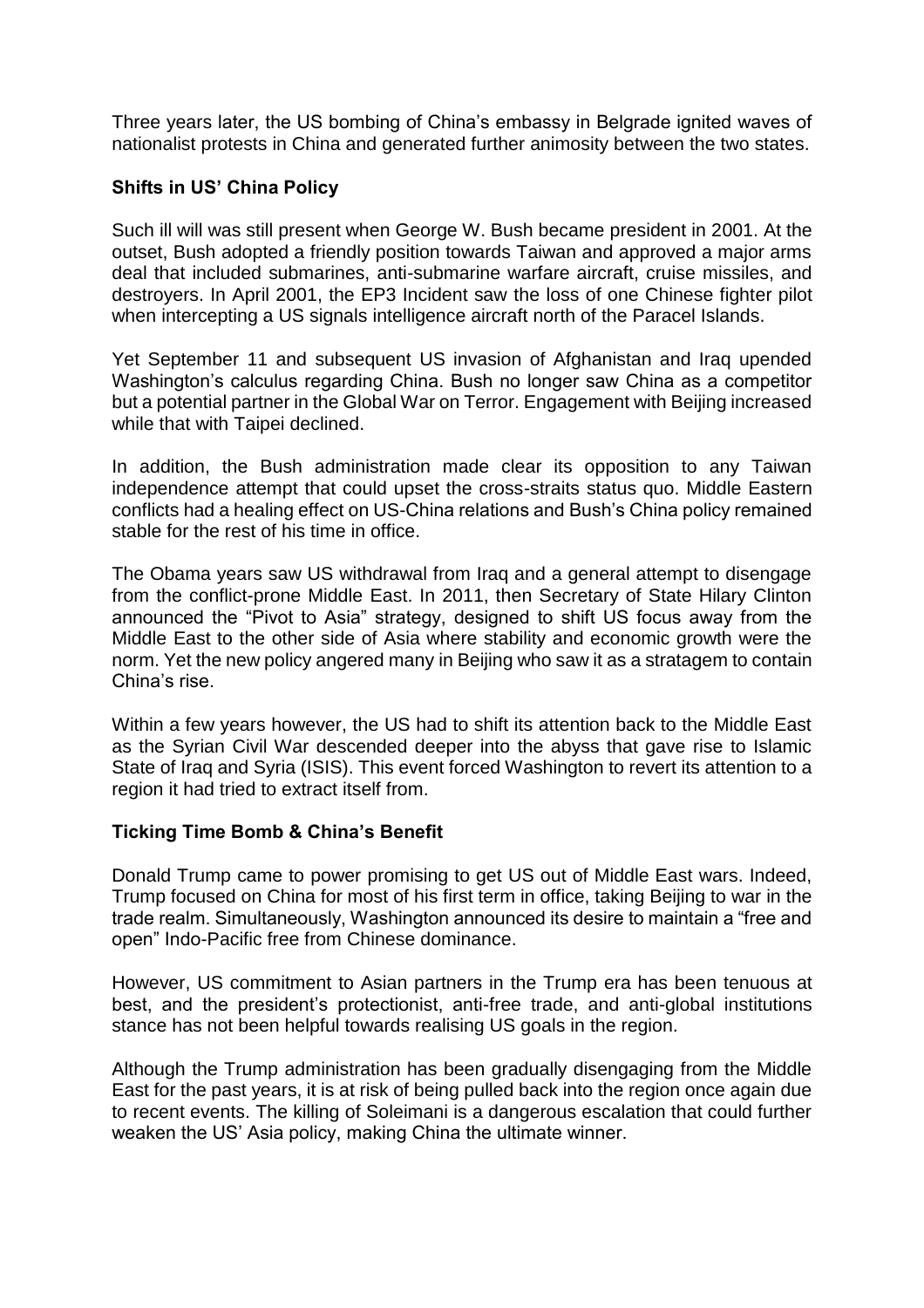Three years later, the US bombing of China's embassy in Belgrade ignited waves of nationalist protests in China and generated further animosity between the two states.

## Shifts in US' China Policy

Such ill will was still present when George W. Bush became president in 2001. At the outset, Bush adopted a friendly position towards Taiwan and approved a major arms deal that included submarines, anti-submarine warfare aircraft, cruise missiles, and destroyers. In April 2001, the EP3 Incident saw the loss of one Chinese fighter pilot when intercepting a US signals intelligence aircraft north of the Paracel Islands.

Yet September 11 and subsequent US invasion of Afghanistan and Iraq upended Washington's calculus regarding China. Bush no longer saw China as a competitor but a potential partner in the Global War on Terror. Engagement with Beijing increased while that with Taipei declined.

In addition, the Bush administration made clear its opposition to any Taiwan independence attempt that could upset the cross-straits status quo. Middle Eastern conflicts had a healing effect on US-China relations and Bush's China policy remained stable for the rest of his time in office.

The Obama years saw US withdrawal from Iraq and a general attempt to disengage from the conflict-prone Middle East. In 2011, then Secretary of State Hilary Clinton announced the "Pivot to Asia" strategy, designed to shift US focus away from the Middle East to the other side of Asia where stability and economic growth were the norm. Yet the new policy angered many in Beijing who saw it as a stratagem to contain China's rise.

Within a few years however, the US had to shift its attention back to the Middle East as the Syrian Civil War descended deeper into the abyss that gave rise to Islamic State of Iraq and Syria (ISIS). This event forced Washington to revert its attention to a region it had tried to extract itself from.

## Ticking Time Bomb & China's Benefit

Donald Trump came to power promising to get US out of Middle East wars. Indeed, Trump focused on China for most of his first term in office, taking Beijing to war in the trade realm. Simultaneously, Washington announced its desire to maintain a "free and open" Indo-Pacific free from Chinese dominance.

However, US commitment to Asian partners in the Trump era has been tenuous at best, and the president's protectionist, anti-free trade, and anti-global institutions stance has not been helpful towards realising US goals in the region.

Although the Trump administration has been gradually disengaging from the Middle East for the past years, it is at risk of being pulled back into the region once again due to recent events. The killing of Soleimani is a dangerous escalation that could further weaken the US' Asia policy, making China the ultimate winner.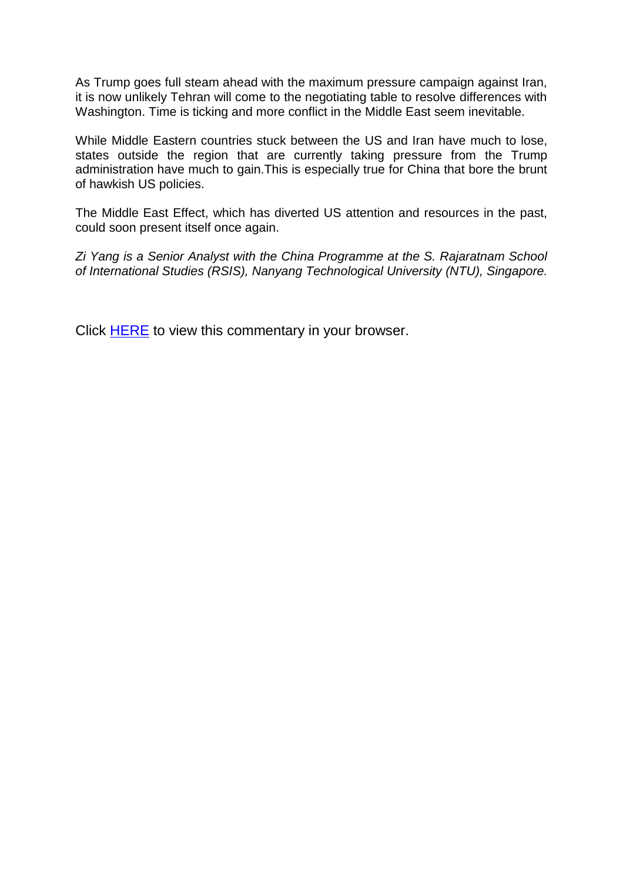As Trump goes full steam ahead with the maximum pressure campaign against Iran, it is now unlikely Tehran will come to the negotiating table to resolve differences with Washington. Time is ticking and more conflict in the Middle East seem inevitable.

While Middle Eastern countries stuck between the US and Iran have much to lose, states outside the region that are currently taking pressure from the Trump administration have much to gain.This is especially true for China that bore the brunt of hawkish US policies.

The Middle East Effect, which has diverted US attention and resources in the past, could soon present itself once again.

*Zi Yang is a Senior Analyst with the China Programme at the S. Rajaratnam School of International Studies (RSIS), Nanyang Technological University (NTU), Singapore.*

Click HERE to view this commentary in your browser.